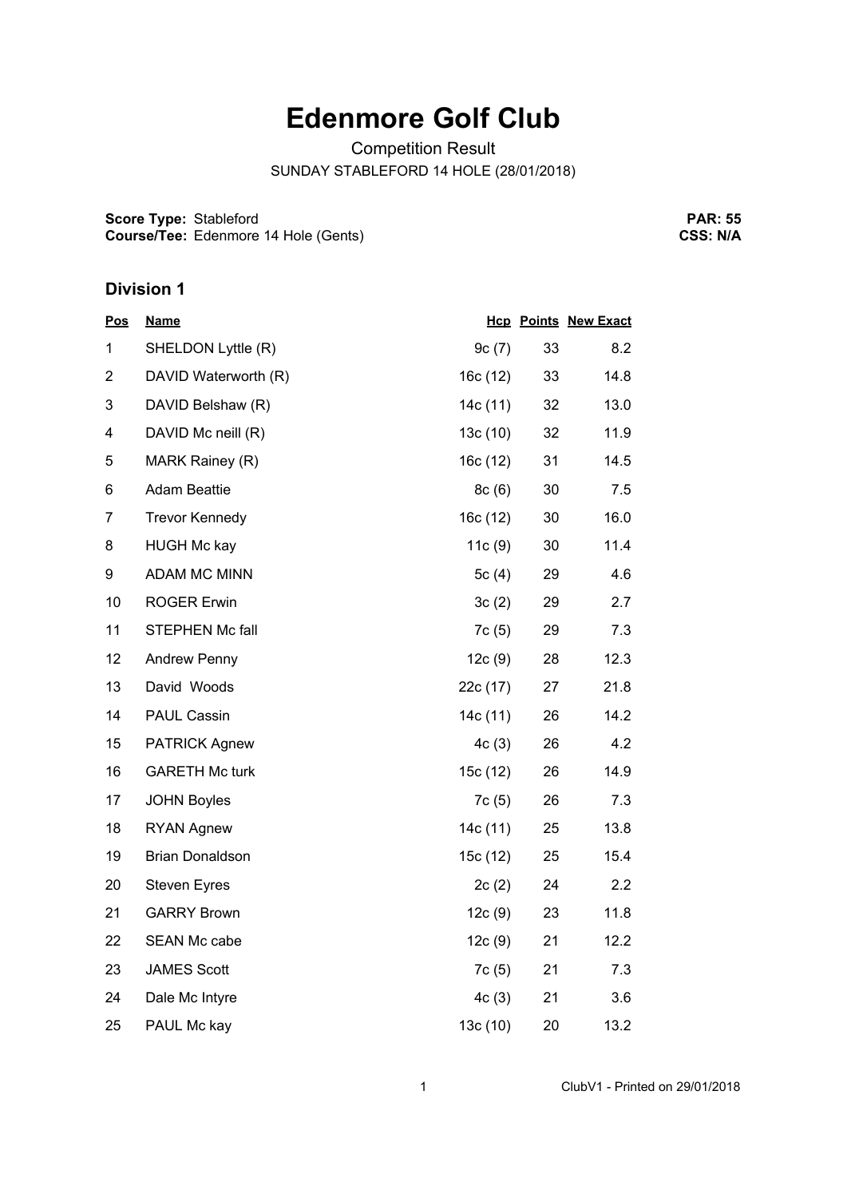# Edenmore Golf Club

Competition Result

SUNDAY STABLEFORD 14 HOLE (28/01/2018)

**Score Type:** Stableford
**Course/Tee:** Edenmore 14 Hole (Gents)

**PAR:** 55
**CSS:** N/A

## Division 1

| Pos | Name | Hcp | Points | New Exact |
|---|---|---|---|---|
| 1 | SHELDON Lyttle (R) | 9c (7) | 33 | 8.2 |
| 2 | DAVID Waterworth (R) | 16c (12) | 33 | 14.8 |
| 3 | DAVID Belshaw (R) | 14c (11) | 32 | 13.0 |
| 4 | DAVID Mc neill (R) | 13c (10) | 32 | 11.9 |
| 5 | MARK Rainey (R) | 16c (12) | 31 | 14.5 |
| 6 | Adam Beattie | 8c (6) | 30 | 7.5 |
| 7 | Trevor Kennedy | 16c (12) | 30 | 16.0 |
| 8 | HUGH Mc kay | 11c (9) | 30 | 11.4 |
| 9 | ADAM MC MINN | 5c (4) | 29 | 4.6 |
| 10 | ROGER Erwin | 3c (2) | 29 | 2.7 |
| 11 | STEPHEN Mc fall | 7c (5) | 29 | 7.3 |
| 12 | Andrew Penny | 12c (9) | 28 | 12.3 |
| 13 | David Woods | 22c (17) | 27 | 21.8 |
| 14 | PAUL Cassin | 14c (11) | 26 | 14.2 |
| 15 | PATRICK Agnew | 4c (3) | 26 | 4.2 |
| 16 | GARETH Mc turk | 15c (12) | 26 | 14.9 |
| 17 | JOHN Boyles | 7c (5) | 26 | 7.3 |
| 18 | RYAN Agnew | 14c (11) | 25 | 13.8 |
| 19 | Brian Donaldson | 15c (12) | 25 | 15.4 |
| 20 | Steven Eyres | 2c (2) | 24 | 2.2 |
| 21 | GARRY Brown | 12c (9) | 23 | 11.8 |
| 22 | SEAN Mc cabe | 12c (9) | 21 | 12.2 |
| 23 | JAMES Scott | 7c (5) | 21 | 7.3 |
| 24 | Dale Mc Intyre | 4c (3) | 21 | 3.6 |
| 25 | PAUL Mc kay | 13c (10) | 20 | 13.2 |

ClubV1 - Printed on 29/01/2018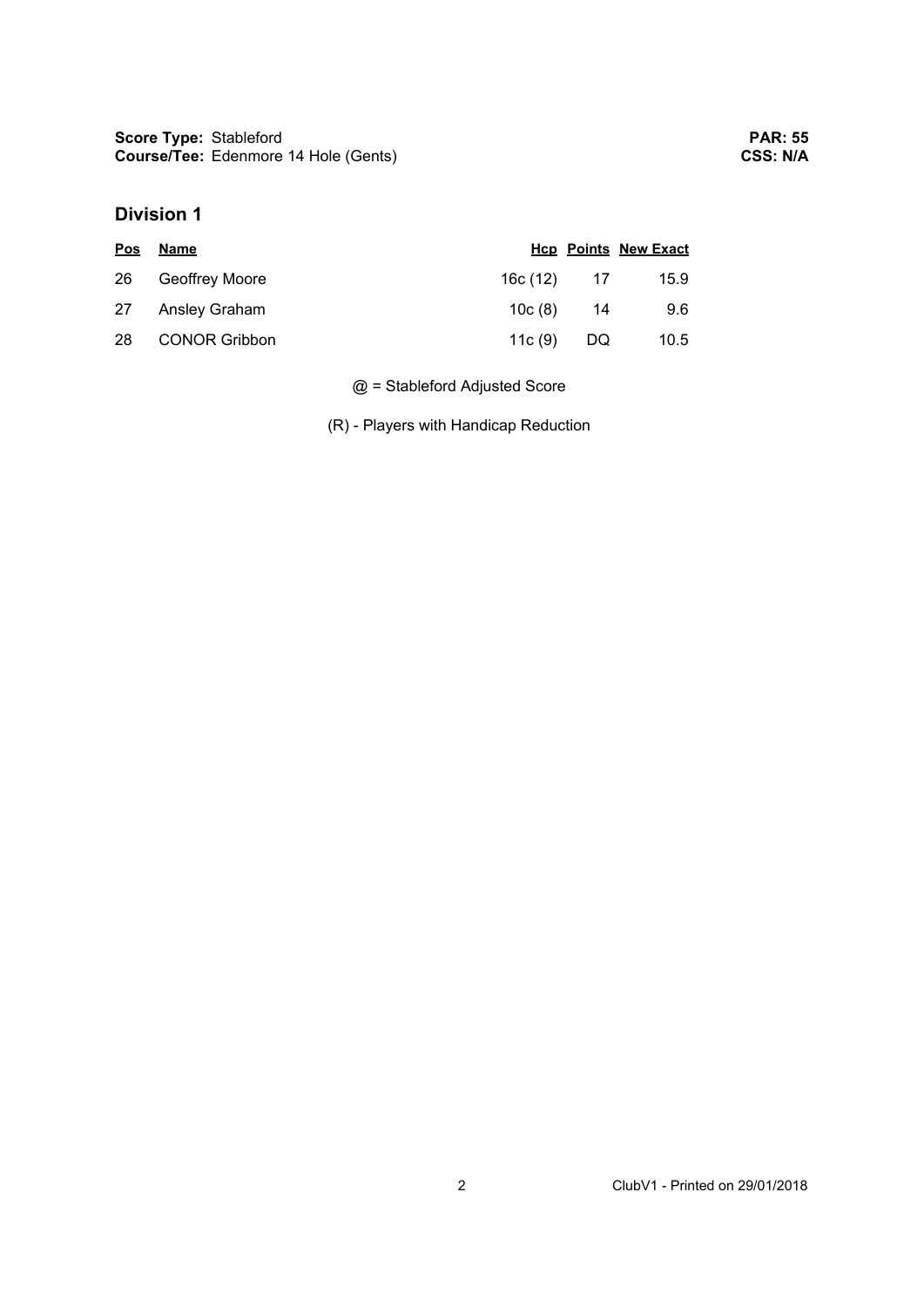**Score Type:** Stableford
**Course/Tee:** Edenmore 14 Hole (Gents)

**PAR: 55**
**CSS: N/A**

## Division 1

| Pos | Name | Hcp | Points | New Exact |
|---|---|---|---|---|
| 26 | Geoffrey Moore | 16c (12) | 17 | 15.9 |
| 27 | Ansley Graham | 10c (8) | 14 | 9.6 |
| 28 | CONOR Gribbon | 11c (9) | DQ | 10.5 |

@ = Stableford Adjusted Score

(R) - Players with Handicap Reduction

ClubV1 - Printed on 29/01/2018